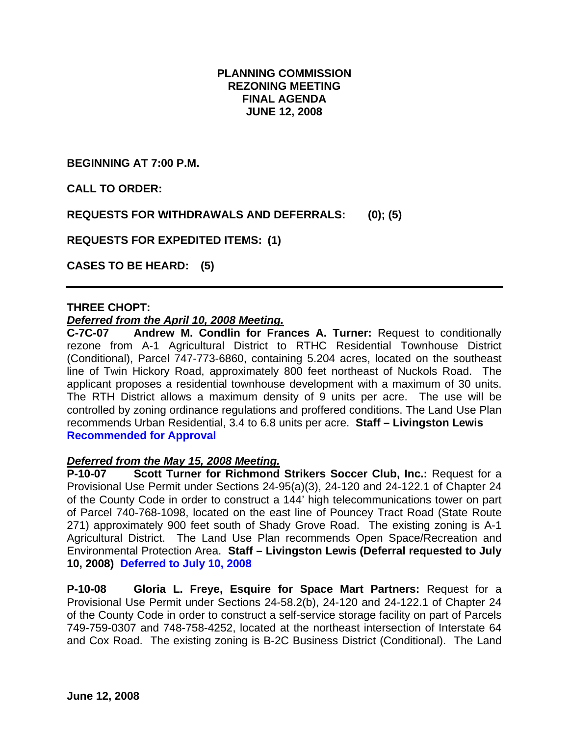**PLANNING COMMISSION**
**REZONING MEETING**
**FINAL AGENDA**
**JUNE 12, 2008**

**BEGINNING AT 7:00 P.M.**

**CALL TO ORDER:**

**REQUESTS FOR WITHDRAWALS AND DEFERRALS: (0); (5)**

**REQUESTS FOR EXPEDITED ITEMS: (1)**

**CASES TO BE HEARD: (5)**

---

**THREE CHOPT:**

***Deferred from the April 10, 2008 Meeting.***

**C-7C-07 Andrew M. Condlin for Frances A. Turner:** Request to conditionally rezone from A-1 Agricultural District to RTHC Residential Townhouse District (Conditional), Parcel 747-773-6860, containing 5.204 acres, located on the southeast line of Twin Hickory Road, approximately 800 feet northeast of Nuckols Road. The applicant proposes a residential townhouse development with a maximum of 30 units. The RTH District allows a maximum density of 9 units per acre. The use will be controlled by zoning ordinance regulations and proffered conditions. The Land Use Plan recommends Urban Residential, 3.4 to 6.8 units per acre. **Staff – Livingston Lewis**
**Recommended for Approval**

***Deferred from the May 15, 2008 Meeting.***

**P-10-07 Scott Turner for Richmond Strikers Soccer Club, Inc.:** Request for a Provisional Use Permit under Sections 24-95(a)(3), 24-120 and 24-122.1 of Chapter 24 of the County Code in order to construct a 144' high telecommunications tower on part of Parcel 740-768-1098, located on the east line of Pouncey Tract Road (State Route 271) approximately 900 feet south of Shady Grove Road. The existing zoning is A-1 Agricultural District. The Land Use Plan recommends Open Space/Recreation and Environmental Protection Area. **Staff – Livingston Lewis (Deferral requested to July 10, 2008) Deferred to July 10, 2008**

**P-10-08 Gloria L. Freye, Esquire for Space Mart Partners:** Request for a Provisional Use Permit under Sections 24-58.2(b), 24-120 and 24-122.1 of Chapter 24 of the County Code in order to construct a self-service storage facility on part of Parcels 749-759-0307 and 748-758-4252, located at the northeast intersection of Interstate 64 and Cox Road. The existing zoning is B-2C Business District (Conditional). The Land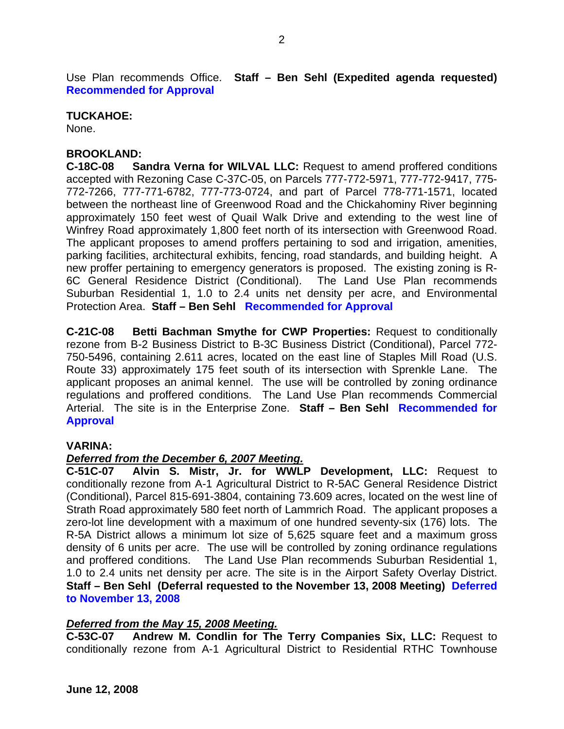Use Plan recommends Office. **Staff – Ben Sehl (Expedited agenda requested)** **Recommended for Approval**

**TUCKAHOE:**
None.

**BROOKLAND:**
**C-18C-08 Sandra Verna for WILVAL LLC:** Request to amend proffered conditions accepted with Rezoning Case C-37C-05, on Parcels 777-772-5971, 777-772-9417, 775-772-7266, 777-771-6782, 777-773-0724, and part of Parcel 778-771-1571, located between the northeast line of Greenwood Road and the Chickahominy River beginning approximately 150 feet west of Quail Walk Drive and extending to the west line of Winfrey Road approximately 1,800 feet north of its intersection with Greenwood Road. The applicant proposes to amend proffers pertaining to sod and irrigation, amenities, parking facilities, architectural exhibits, fencing, road standards, and building height. A new proffer pertaining to emergency generators is proposed. The existing zoning is R-6C General Residence District (Conditional). The Land Use Plan recommends Suburban Residential 1, 1.0 to 2.4 units net density per acre, and Environmental Protection Area. **Staff – Ben Sehl** **Recommended for Approval**

**C-21C-08 Betti Bachman Smythe for CWP Properties:** Request to conditionally rezone from B-2 Business District to B-3C Business District (Conditional), Parcel 772-750-5496, containing 2.611 acres, located on the east line of Staples Mill Road (U.S. Route 33) approximately 175 feet south of its intersection with Sprenkle Lane. The applicant proposes an animal kennel. The use will be controlled by zoning ordinance regulations and proffered conditions. The Land Use Plan recommends Commercial Arterial. The site is in the Enterprise Zone. **Staff – Ben Sehl** **Recommended for Approval**

**VARINA:**
***Deferred from the December 6, 2007 Meeting.***
**C-51C-07 Alvin S. Mistr, Jr. for WWLP Development, LLC:** Request to conditionally rezone from A-1 Agricultural District to R-5AC General Residence District (Conditional), Parcel 815-691-3804, containing 73.609 acres, located on the west line of Strath Road approximately 580 feet north of Lammrich Road. The applicant proposes a zero-lot line development with a maximum of one hundred seventy-six (176) lots. The R-5A District allows a minimum lot size of 5,625 square feet and a maximum gross density of 6 units per acre. The use will be controlled by zoning ordinance regulations and proffered conditions. The Land Use Plan recommends Suburban Residential 1, 1.0 to 2.4 units net density per acre. The site is in the Airport Safety Overlay District. **Staff – Ben Sehl (Deferral requested to the November 13, 2008 Meeting)** **Deferred to November 13, 2008**

***Deferred from the May 15, 2008 Meeting.***
**C-53C-07 Andrew M. Condlin for The Terry Companies Six, LLC:** Request to conditionally rezone from A-1 Agricultural District to Residential RTHC Townhouse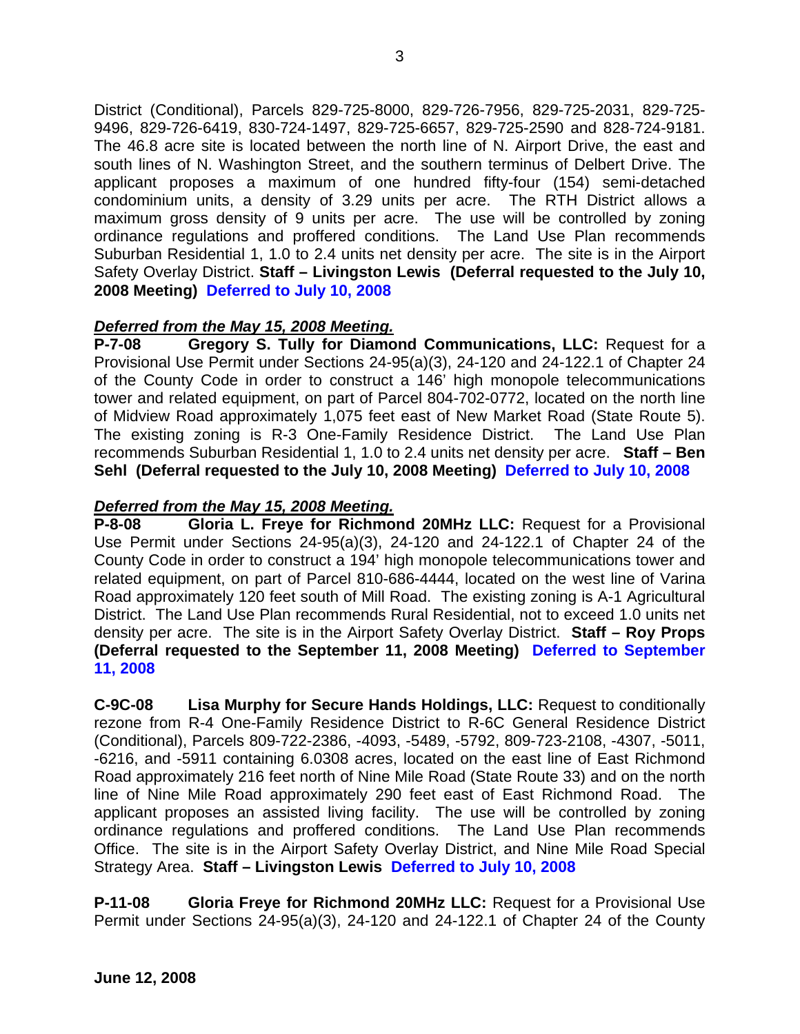District (Conditional), Parcels 829-725-8000, 829-726-7956, 829-725-2031, 829-725-9496, 829-726-6419, 830-724-1497, 829-725-6657, 829-725-2590 and 828-724-9181. The 46.8 acre site is located between the north line of N. Airport Drive, the east and south lines of N. Washington Street, and the southern terminus of Delbert Drive. The applicant proposes a maximum of one hundred fifty-four (154) semi-detached condominium units, a density of 3.29 units per acre. The RTH District allows a maximum gross density of 9 units per acre. The use will be controlled by zoning ordinance regulations and proffered conditions. The Land Use Plan recommends Suburban Residential 1, 1.0 to 2.4 units net density per acre. The site is in the Airport Safety Overlay District. **Staff – Livingston Lewis (Deferral requested to the July 10, 2008 Meeting) Deferred to July 10, 2008**

***Deferred from the May 15, 2008 Meeting.***

**P-7-08 Gregory S. Tully for Diamond Communications, LLC:** Request for a Provisional Use Permit under Sections 24-95(a)(3), 24-120 and 24-122.1 of Chapter 24 of the County Code in order to construct a 146' high monopole telecommunications tower and related equipment, on part of Parcel 804-702-0772, located on the north line of Midview Road approximately 1,075 feet east of New Market Road (State Route 5). The existing zoning is R-3 One-Family Residence District. The Land Use Plan recommends Suburban Residential 1, 1.0 to 2.4 units net density per acre. **Staff – Ben Sehl (Deferral requested to the July 10, 2008 Meeting) Deferred to July 10, 2008**

***Deferred from the May 15, 2008 Meeting.***

**P-8-08 Gloria L. Freye for Richmond 20MHz LLC:** Request for a Provisional Use Permit under Sections 24-95(a)(3), 24-120 and 24-122.1 of Chapter 24 of the County Code in order to construct a 194' high monopole telecommunications tower and related equipment, on part of Parcel 810-686-4444, located on the west line of Varina Road approximately 120 feet south of Mill Road. The existing zoning is A-1 Agricultural District. The Land Use Plan recommends Rural Residential, not to exceed 1.0 units net density per acre. The site is in the Airport Safety Overlay District. **Staff – Roy Props (Deferral requested to the September 11, 2008 Meeting) Deferred to September 11, 2008**

**C-9C-08 Lisa Murphy for Secure Hands Holdings, LLC:** Request to conditionally rezone from R-4 One-Family Residence District to R-6C General Residence District (Conditional), Parcels 809-722-2386, -4093, -5489, -5792, 809-723-2108, -4307, -5011, -6216, and -5911 containing 6.0308 acres, located on the east line of East Richmond Road approximately 216 feet north of Nine Mile Road (State Route 33) and on the north line of Nine Mile Road approximately 290 feet east of East Richmond Road. The applicant proposes an assisted living facility. The use will be controlled by zoning ordinance regulations and proffered conditions. The Land Use Plan recommends Office. The site is in the Airport Safety Overlay District, and Nine Mile Road Special Strategy Area. **Staff – Livingston Lewis Deferred to July 10, 2008**

**P-11-08 Gloria Freye for Richmond 20MHz LLC:** Request for a Provisional Use Permit under Sections 24-95(a)(3), 24-120 and 24-122.1 of Chapter 24 of the County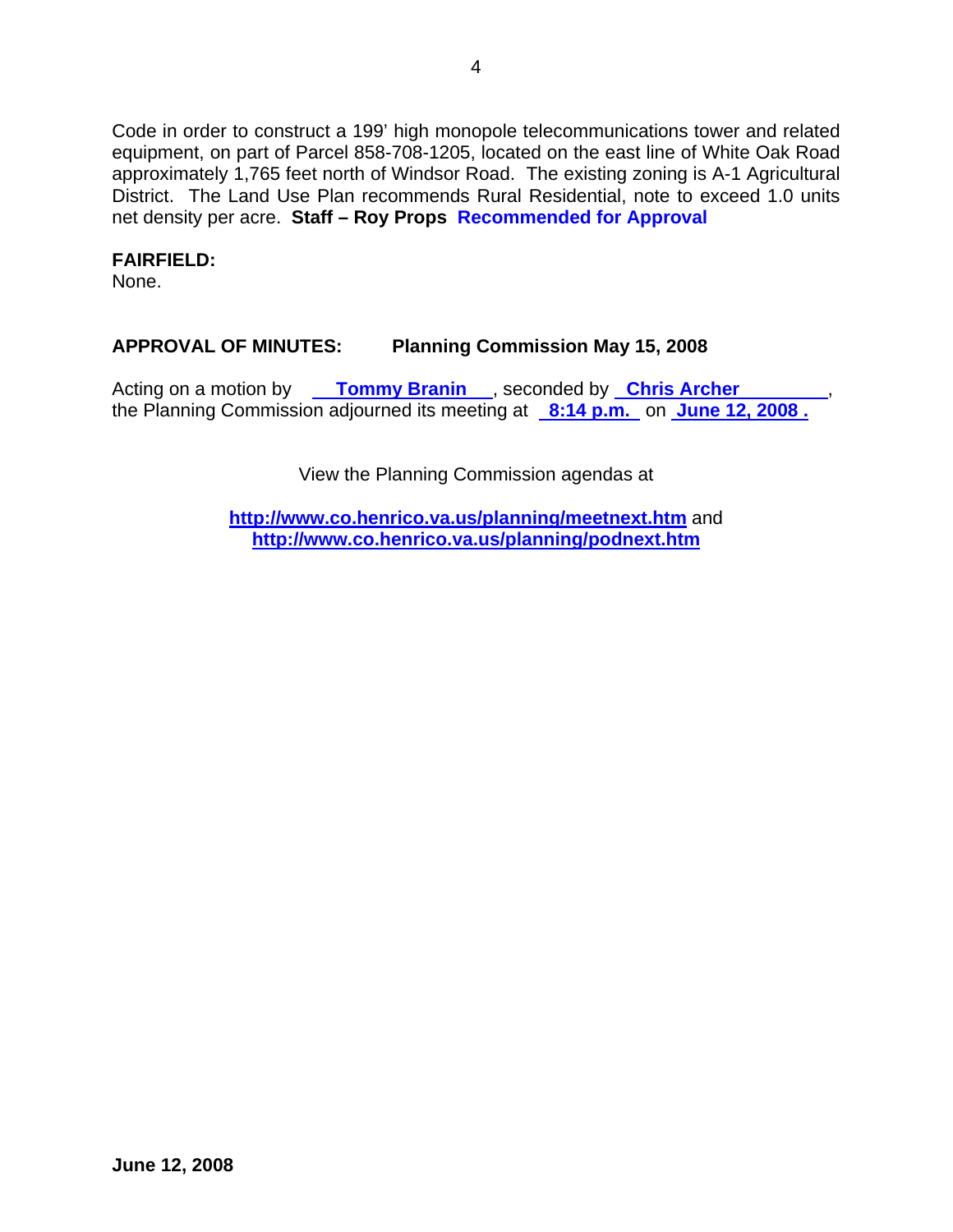Code in order to construct a 199' high monopole telecommunications tower and related equipment, on part of Parcel 858-708-1205, located on the east line of White Oak Road approximately 1,765 feet north of Windsor Road. The existing zoning is A-1 Agricultural District. The Land Use Plan recommends Rural Residential, note to exceed 1.0 units net density per acre. **Staff – Roy Props** **Recommended for Approval**

**FAIRFIELD:**
None.

**APPROVAL OF MINUTES: Planning Commission May 15, 2008**

Acting on a motion by **Tommy Branin**, seconded by **Chris Archer**, the Planning Commission adjourned its meeting at **8:14 p.m.** on **June 12, 2008 .**

View the Planning Commission agendas at

**http://www.co.henrico.va.us/planning/meetnext.htm** and
**http://www.co.henrico.va.us/planning/podnext.htm**